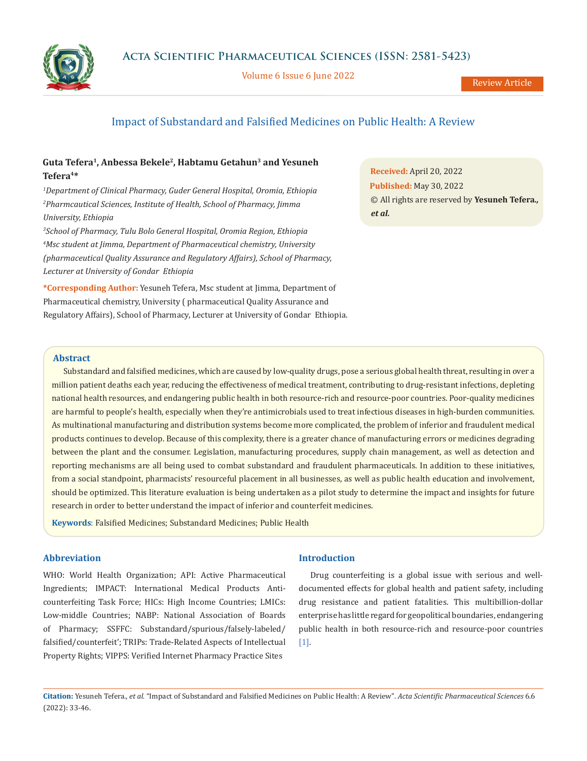# Impact of Substandard and Falsified Medicines on Public Health: A Review

**Guta Tefera[1], Anbessa Bekele[2], Habtamu Getahun[3] and Yesuneh Tefera[4]***

*[1]Department of Clinical Pharmacy, Guder General Hospital, Oromia, Ethiopia*
*[2]Pharmcautical Sciences, Institute of Health, School of Pharmacy, Jimma University, Ethiopia*
*[3]School of Pharmacy, Tulu Bolo General Hospital, Oromia Region, Ethiopia*
*[4]Msc student at Jimma, Department of Pharmaceutical chemistry, University (pharmaceutical Quality Assurance and Regulatory Affairs), School of Pharmacy, Lecturer at University of Gondar Ethiopia*

**\*Corresponding Author:** Yesuneh Tefera, Msc student at Jimma, Department of Pharmaceutical chemistry, University ( pharmaceutical Quality Assurance and Regulatory Affairs), School of Pharmacy, Lecturer at University of Gondar Ethiopia.

**Received:** April 20, 2022
**Published:** May 30, 2022
© All rights are reserved by **Yesuneh Tefera., *et al.***

## Abstract

Substandard and falsified medicines, which are caused by low-quality drugs, pose a serious global health threat, resulting in over a million patient deaths each year, reducing the effectiveness of medical treatment, contributing to drug-resistant infections, depleting national health resources, and endangering public health in both resource-rich and resource-poor countries. Poor-quality medicines are harmful to people's health, especially when they're antimicrobials used to treat infectious diseases in high-burden communities. As multinational manufacturing and distribution systems become more complicated, the problem of inferior and fraudulent medical products continues to develop. Because of this complexity, there is a greater chance of manufacturing errors or medicines degrading between the plant and the consumer. Legislation, manufacturing procedures, supply chain management, as well as detection and reporting mechanisms are all being used to combat substandard and fraudulent pharmaceuticals. In addition to these initiatives, from a social standpoint, pharmacists' resourceful placement in all businesses, as well as public health education and involvement, should be optimized. This literature evaluation is being undertaken as a pilot study to determine the impact and insights for future research in order to better understand the impact of inferior and counterfeit medicines.

**Keywords**: Falsified Medicines; Substandard Medicines; Public Health

## Abbreviation

WHO: World Health Organization; API: Active Pharmaceutical Ingredients; IMPACT: International Medical Products Anti-counterfeiting Task Force; HICs: High Income Countries; LMICs: Low-middle Countries; NABP: National Association of Boards of Pharmacy; SSFFC: Substandard/spurious/falsely-labeled/falsified/counterfeit'; TRIPs: Trade-Related Aspects of Intellectual Property Rights; VIPPS: Verified Internet Pharmacy Practice Sites

## Introduction

Drug counterfeiting is a global issue with serious and well-documented effects for global health and patient safety, including drug resistance and patient fatalities. This multibillion-dollar enterprise has little regard for geopolitical boundaries, endangering public health in both resource-rich and resource-poor countries [1].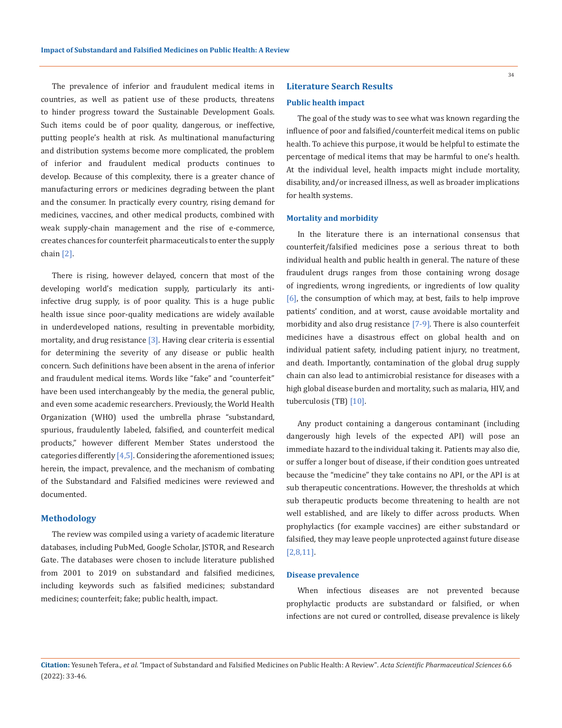The prevalence of inferior and fraudulent medical items in countries, as well as patient use of these products, threatens to hinder progress toward the Sustainable Development Goals. Such items could be of poor quality, dangerous, or ineffective, putting people's health at risk. As multinational manufacturing and distribution systems become more complicated, the problem of inferior and fraudulent medical products continues to develop. Because of this complexity, there is a greater chance of manufacturing errors or medicines degrading between the plant and the consumer. In practically every country, rising demand for medicines, vaccines, and other medical products, combined with weak supply-chain management and the rise of e-commerce, creates chances for counterfeit pharmaceuticals to enter the supply chain [2].

There is rising, however delayed, concern that most of the developing world's medication supply, particularly its anti-infective drug supply, is of poor quality. This is a huge public health issue since poor-quality medications are widely available in underdeveloped nations, resulting in preventable morbidity, mortality, and drug resistance [3]. Having clear criteria is essential for determining the severity of any disease or public health concern. Such definitions have been absent in the arena of inferior and fraudulent medical items. Words like "fake" and "counterfeit" have been used interchangeably by the media, the general public, and even some academic researchers. Previously, the World Health Organization (WHO) used the umbrella phrase "substandard, spurious, fraudulently labeled, falsified, and counterfeit medical products," however different Member States understood the categories differently [4,5]. Considering the aforementioned issues; herein, the impact, prevalence, and the mechanism of combating of the Substandard and Falsified medicines were reviewed and documented.

## Methodology

The review was compiled using a variety of academic literature databases, including PubMed, Google Scholar, JSTOR, and Research Gate. The databases were chosen to include literature published from 2001 to 2019 on substandard and falsified medicines, including keywords such as falsified medicines; substandard medicines; counterfeit; fake; public health, impact.

## Literature Search Results

### Public health impact

The goal of the study was to see what was known regarding the influence of poor and falsified/counterfeit medical items on public health. To achieve this purpose, it would be helpful to estimate the percentage of medical items that may be harmful to one's health. At the individual level, health impacts might include mortality, disability, and/or increased illness, as well as broader implications for health systems.

### Mortality and morbidity

In the literature there is an international consensus that counterfeit/falsified medicines pose a serious threat to both individual health and public health in general. The nature of these fraudulent drugs ranges from those containing wrong dosage of ingredients, wrong ingredients, or ingredients of low quality [6], the consumption of which may, at best, fails to help improve patients' condition, and at worst, cause avoidable mortality and morbidity and also drug resistance [7-9]. There is also counterfeit medicines have a disastrous effect on global health and on individual patient safety, including patient injury, no treatment, and death. Importantly, contamination of the global drug supply chain can also lead to antimicrobial resistance for diseases with a high global disease burden and mortality, such as malaria, HIV, and tuberculosis (TB) [10].

Any product containing a dangerous contaminant (including dangerously high levels of the expected API) will pose an immediate hazard to the individual taking it. Patients may also die, or suffer a longer bout of disease, if their condition goes untreated because the "medicine" they take contains no API, or the API is at sub therapeutic concentrations. However, the thresholds at which sub therapeutic products become threatening to health are not well established, and are likely to differ across products. When prophylactics (for example vaccines) are either substandard or falsified, they may leave people unprotected against future disease [2,8,11].

### Disease prevalence

When infectious diseases are not prevented because prophylactic products are substandard or falsified, or when infections are not cured or controlled, disease prevalence is likely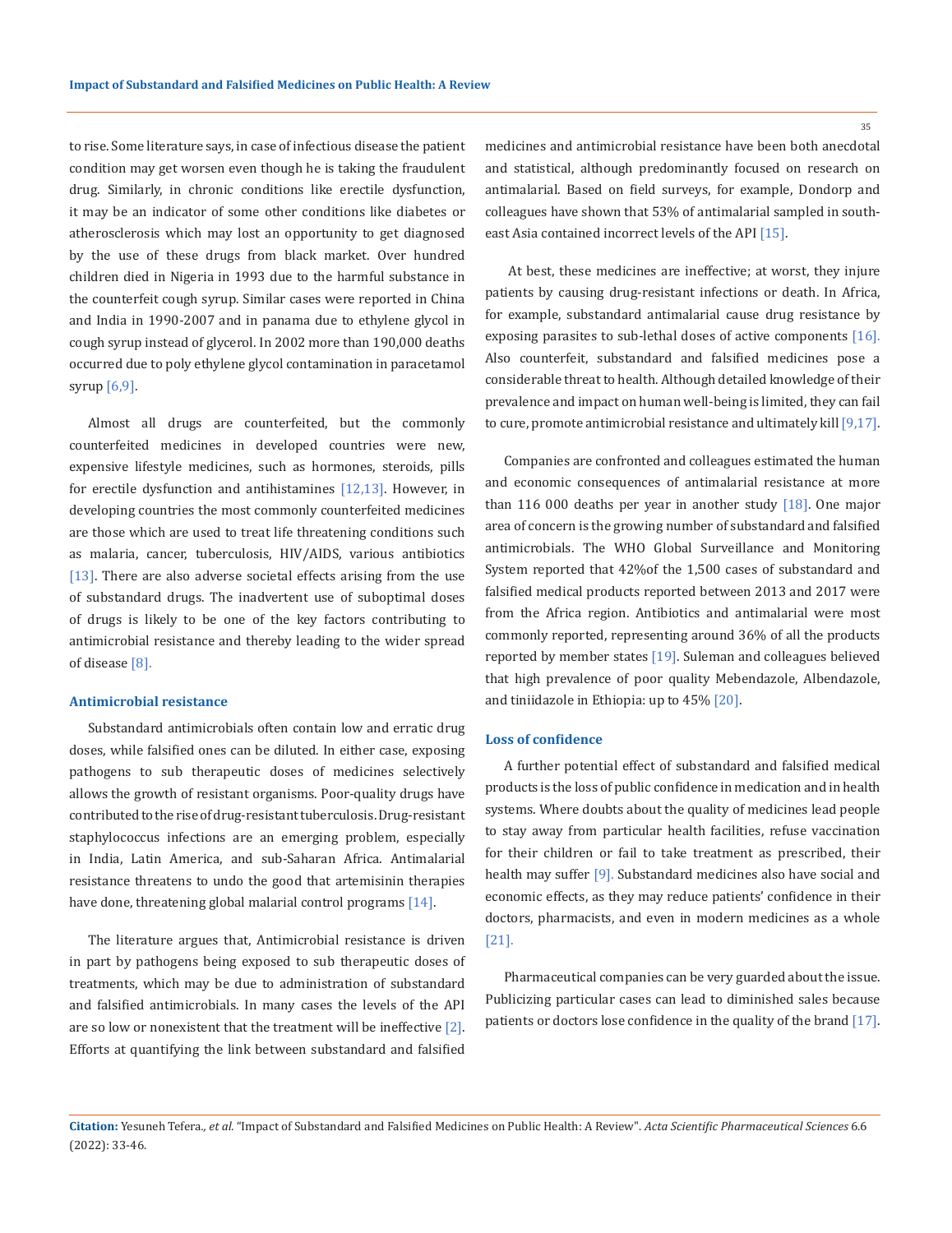to rise. Some literature says, in case of infectious disease the patient condition may get worsen even though he is taking the fraudulent drug. Similarly, in chronic conditions like erectile dysfunction, it may be an indicator of some other conditions like diabetes or atherosclerosis which may lost an opportunity to get diagnosed by the use of these drugs from black market. Over hundred children died in Nigeria in 1993 due to the harmful substance in the counterfeit cough syrup. Similar cases were reported in China and India in 1990-2007 and in panama due to ethylene glycol in cough syrup instead of glycerol. In 2002 more than 190,000 deaths occurred due to poly ethylene glycol contamination in paracetamol syrup [6,9].

Almost all drugs are counterfeited, but the commonly counterfeited medicines in developed countries were new, expensive lifestyle medicines, such as hormones, steroids, pills for erectile dysfunction and antihistamines [12,13]. However, in developing countries the most commonly counterfeited medicines are those which are used to treat life threatening conditions such as malaria, cancer, tuberculosis, HIV/AIDS, various antibiotics [13]. There are also adverse societal effects arising from the use of substandard drugs. The inadvertent use of suboptimal doses of drugs is likely to be one of the key factors contributing to antimicrobial resistance and thereby leading to the wider spread of disease [8].

### Antimicrobial resistance

Substandard antimicrobials often contain low and erratic drug doses, while falsified ones can be diluted. In either case, exposing pathogens to sub therapeutic doses of medicines selectively allows the growth of resistant organisms. Poor-quality drugs have contributed to the rise of drug-resistant tuberculosis. Drug-resistant staphylococcus infections are an emerging problem, especially in India, Latin America, and sub-Saharan Africa. Antimalarial resistance threatens to undo the good that artemisinin therapies have done, threatening global malarial control programs [14].

The literature argues that, Antimicrobial resistance is driven in part by pathogens being exposed to sub therapeutic doses of treatments, which may be due to administration of substandard and falsified antimicrobials. In many cases the levels of the API are so low or nonexistent that the treatment will be ineffective [2]. Efforts at quantifying the link between substandard and falsified medicines and antimicrobial resistance have been both anecdotal and statistical, although predominantly focused on research on antimalarial. Based on field surveys, for example, Dondorp and colleagues have shown that 53% of antimalarial sampled in south-east Asia contained incorrect levels of the API [15].

At best, these medicines are ineffective; at worst, they injure patients by causing drug-resistant infections or death. In Africa, for example, substandard antimalarial cause drug resistance by exposing parasites to sub-lethal doses of active components [16]. Also counterfeit, substandard and falsified medicines pose a considerable threat to health. Although detailed knowledge of their prevalence and impact on human well-being is limited, they can fail to cure, promote antimicrobial resistance and ultimately kill [9,17].

Companies are confronted and colleagues estimated the human and economic consequences of antimalarial resistance at more than 116 000 deaths per year in another study [18]. One major area of concern is the growing number of substandard and falsified antimicrobials. The WHO Global Surveillance and Monitoring System reported that 42%of the 1,500 cases of substandard and falsified medical products reported between 2013 and 2017 were from the Africa region. Antibiotics and antimalarial were most commonly reported, representing around 36% of all the products reported by member states [19]. Suleman and colleagues believed that high prevalence of poor quality Mebendazole, Albendazole, and tiniidazole in Ethiopia: up to 45% [20].

### Loss of confidence

A further potential effect of substandard and falsified medical products is the loss of public confidence in medication and in health systems. Where doubts about the quality of medicines lead people to stay away from particular health facilities, refuse vaccination for their children or fail to take treatment as prescribed, their health may suffer [9]. Substandard medicines also have social and economic effects, as they may reduce patients' confidence in their doctors, pharmacists, and even in modern medicines as a whole [21].

Pharmaceutical companies can be very guarded about the issue. Publicizing particular cases can lead to diminished sales because patients or doctors lose confidence in the quality of the brand [17].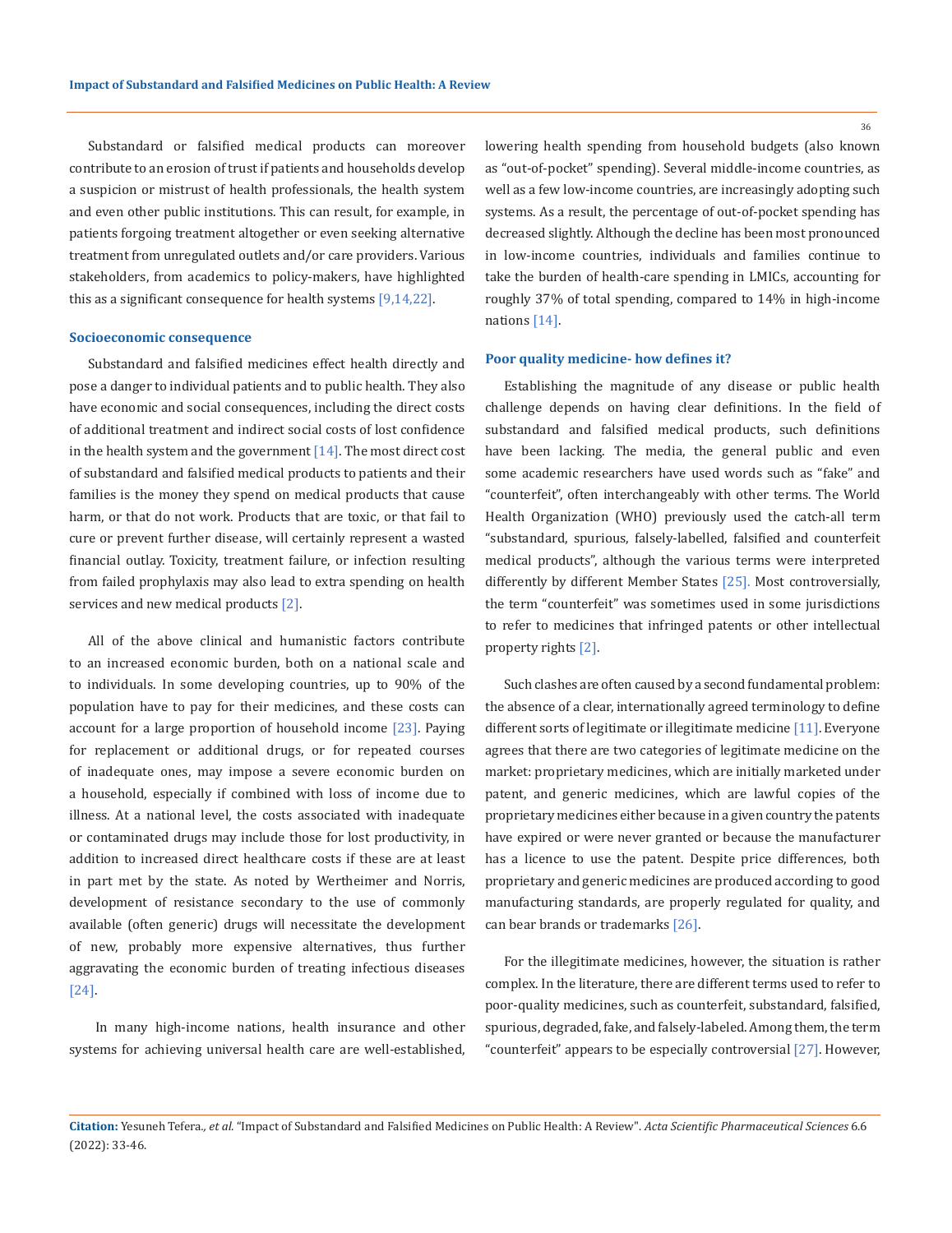Substandard or falsified medical products can moreover contribute to an erosion of trust if patients and households develop a suspicion or mistrust of health professionals, the health system and even other public institutions. This can result, for example, in patients forgoing treatment altogether or even seeking alternative treatment from unregulated outlets and/or care providers. Various stakeholders, from academics to policy-makers, have highlighted this as a significant consequence for health systems [9,14,22].

### Socioeconomic consequence

Substandard and falsified medicines effect health directly and pose a danger to individual patients and to public health. They also have economic and social consequences, including the direct costs of additional treatment and indirect social costs of lost confidence in the health system and the government [14]. The most direct cost of substandard and falsified medical products to patients and their families is the money they spend on medical products that cause harm, or that do not work. Products that are toxic, or that fail to cure or prevent further disease, will certainly represent a wasted financial outlay. Toxicity, treatment failure, or infection resulting from failed prophylaxis may also lead to extra spending on health services and new medical products [2].

All of the above clinical and humanistic factors contribute to an increased economic burden, both on a national scale and to individuals. In some developing countries, up to 90% of the population have to pay for their medicines, and these costs can account for a large proportion of household income [23]. Paying for replacement or additional drugs, or for repeated courses of inadequate ones, may impose a severe economic burden on a household, especially if combined with loss of income due to illness. At a national level, the costs associated with inadequate or contaminated drugs may include those for lost productivity, in addition to increased direct healthcare costs if these are at least in part met by the state. As noted by Wertheimer and Norris, development of resistance secondary to the use of commonly available (often generic) drugs will necessitate the development of new, probably more expensive alternatives, thus further aggravating the economic burden of treating infectious diseases [24].

In many high-income nations, health insurance and other systems for achieving universal health care are well-established, lowering health spending from household budgets (also known as "out-of-pocket" spending). Several middle-income countries, as well as a few low-income countries, are increasingly adopting such systems. As a result, the percentage of out-of-pocket spending has decreased slightly. Although the decline has been most pronounced in low-income countries, individuals and families continue to take the burden of health-care spending in LMICs, accounting for roughly 37% of total spending, compared to 14% in high-income nations [14].

### Poor quality medicine- how defines it?

Establishing the magnitude of any disease or public health challenge depends on having clear definitions. In the field of substandard and falsified medical products, such definitions have been lacking. The media, the general public and even some academic researchers have used words such as "fake" and "counterfeit", often interchangeably with other terms. The World Health Organization (WHO) previously used the catch-all term "substandard, spurious, falsely-labelled, falsified and counterfeit medical products", although the various terms were interpreted differently by different Member States [25]. Most controversially, the term "counterfeit" was sometimes used in some jurisdictions to refer to medicines that infringed patents or other intellectual property rights [2].

Such clashes are often caused by a second fundamental problem: the absence of a clear, internationally agreed terminology to define different sorts of legitimate or illegitimate medicine [11]. Everyone agrees that there are two categories of legitimate medicine on the market: proprietary medicines, which are initially marketed under patent, and generic medicines, which are lawful copies of the proprietary medicines either because in a given country the patents have expired or were never granted or because the manufacturer has a licence to use the patent. Despite price differences, both proprietary and generic medicines are produced according to good manufacturing standards, are properly regulated for quality, and can bear brands or trademarks [26].

For the illegitimate medicines, however, the situation is rather complex. In the literature, there are different terms used to refer to poor-quality medicines, such as counterfeit, substandard, falsified, spurious, degraded, fake, and falsely-labeled. Among them, the term "counterfeit" appears to be especially controversial [27]. However,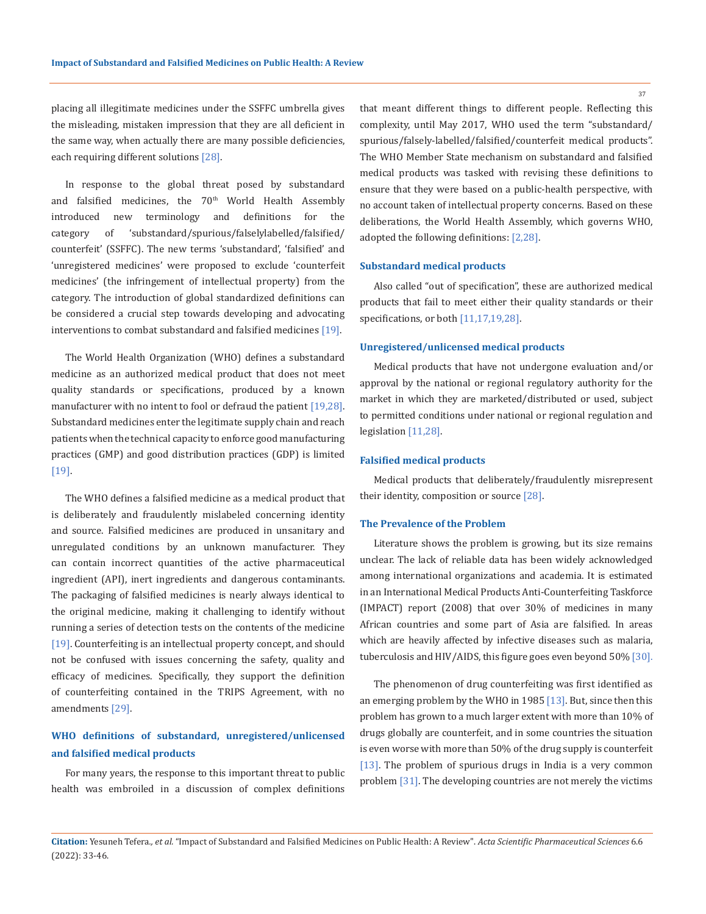placing all illegitimate medicines under the SSFFC umbrella gives the misleading, mistaken impression that they are all deficient in the same way, when actually there are many possible deficiencies, each requiring different solutions [28].

In response to the global threat posed by substandard and falsified medicines, the 70th World Health Assembly introduced new terminology and definitions for the category of 'substandard/spurious/falselylabelled/falsified/counterfeit' (SSFFC). The new terms 'substandard', 'falsified' and 'unregistered medicines' were proposed to exclude 'counterfeit medicines' (the infringement of intellectual property) from the category. The introduction of global standardized definitions can be considered a crucial step towards developing and advocating interventions to combat substandard and falsified medicines [19].

The World Health Organization (WHO) defines a substandard medicine as an authorized medical product that does not meet quality standards or specifications, produced by a known manufacturer with no intent to fool or defraud the patient [19,28]. Substandard medicines enter the legitimate supply chain and reach patients when the technical capacity to enforce good manufacturing practices (GMP) and good distribution practices (GDP) is limited [19].

The WHO defines a falsified medicine as a medical product that is deliberately and fraudulently mislabeled concerning identity and source. Falsified medicines are produced in unsanitary and unregulated conditions by an unknown manufacturer. They can contain incorrect quantities of the active pharmaceutical ingredient (API), inert ingredients and dangerous contaminants. The packaging of falsified medicines is nearly always identical to the original medicine, making it challenging to identify without running a series of detection tests on the contents of the medicine [19]. Counterfeiting is an intellectual property concept, and should not be confused with issues concerning the safety, quality and efficacy of medicines. Specifically, they support the definition of counterfeiting contained in the TRIPS Agreement, with no amendments [29].

### WHO definitions of substandard, unregistered/unlicensed and falsified medical products

For many years, the response to this important threat to public health was embroiled in a discussion of complex definitions that meant different things to different people. Reflecting this complexity, until May 2017, WHO used the term "substandard/spurious/falsely-labelled/falsified/counterfeit medical products". The WHO Member State mechanism on substandard and falsified medical products was tasked with revising these definitions to ensure that they were based on a public-health perspective, with no account taken of intellectual property concerns. Based on these deliberations, the World Health Assembly, which governs WHO, adopted the following definitions: [2,28].

#### Substandard medical products

Also called "out of specification", these are authorized medical products that fail to meet either their quality standards or their specifications, or both [11,17,19,28].

#### Unregistered/unlicensed medical products

Medical products that have not undergone evaluation and/or approval by the national or regional regulatory authority for the market in which they are marketed/distributed or used, subject to permitted conditions under national or regional regulation and legislation [11,28].

#### Falsified medical products

Medical products that deliberately/fraudulently misrepresent their identity, composition or source [28].

### The Prevalence of the Problem

Literature shows the problem is growing, but its size remains unclear. The lack of reliable data has been widely acknowledged among international organizations and academia. It is estimated in an International Medical Products Anti-Counterfeiting Taskforce (IMPACT) report (2008) that over 30% of medicines in many African countries and some part of Asia are falsified. In areas which are heavily affected by infective diseases such as malaria, tuberculosis and HIV/AIDS, this figure goes even beyond 50% [30].

The phenomenon of drug counterfeiting was first identified as an emerging problem by the WHO in 1985 [13]. But, since then this problem has grown to a much larger extent with more than 10% of drugs globally are counterfeit, and in some countries the situation is even worse with more than 50% of the drug supply is counterfeit [13]. The problem of spurious drugs in India is a very common problem [31]. The developing countries are not merely the victims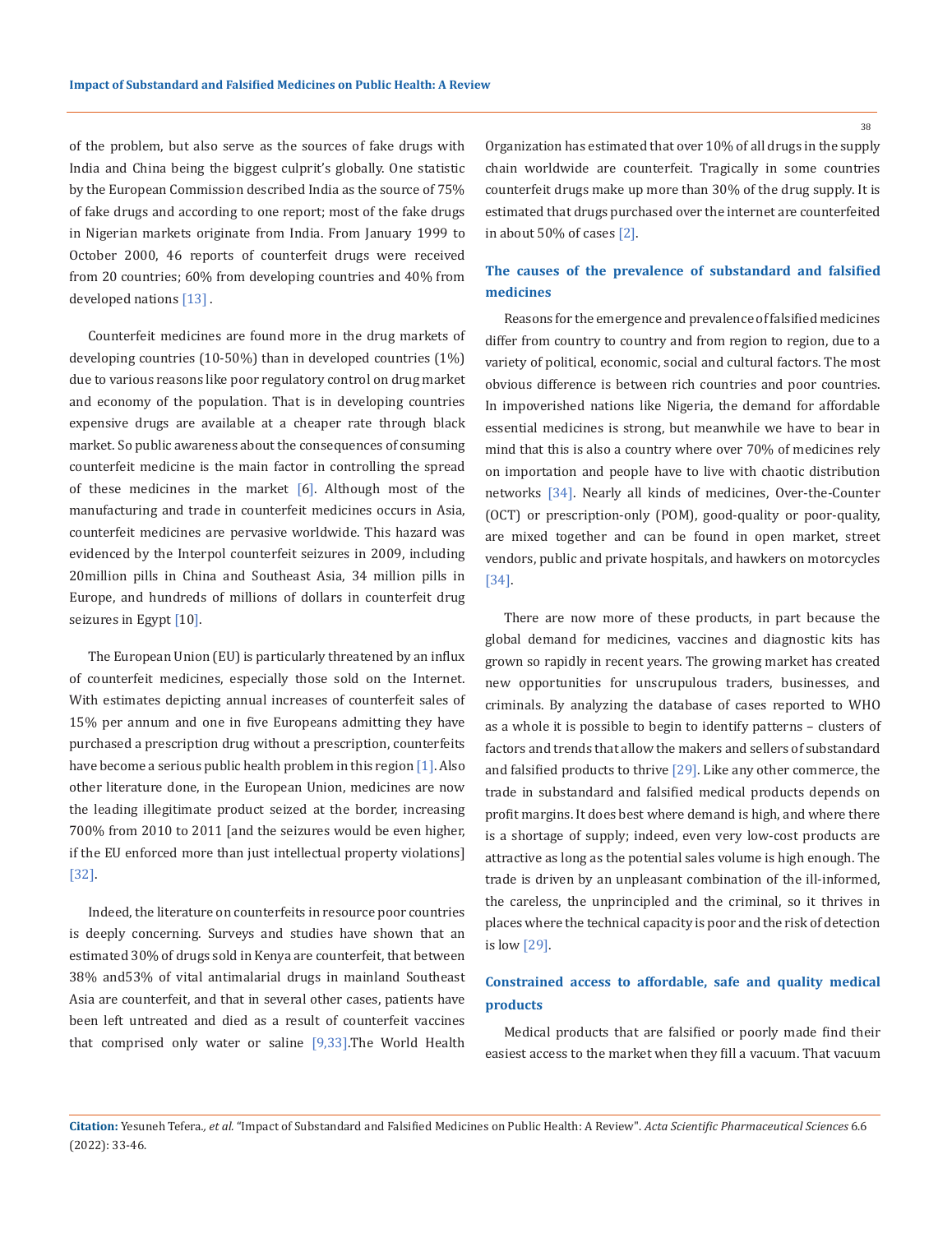of the problem, but also serve as the sources of fake drugs with India and China being the biggest culprit's globally. One statistic by the European Commission described India as the source of 75% of fake drugs and according to one report; most of the fake drugs in Nigerian markets originate from India. From January 1999 to October 2000, 46 reports of counterfeit drugs were received from 20 countries; 60% from developing countries and 40% from developed nations [13] .

Counterfeit medicines are found more in the drug markets of developing countries (10-50%) than in developed countries (1%) due to various reasons like poor regulatory control on drug market and economy of the population. That is in developing countries expensive drugs are available at a cheaper rate through black market. So public awareness about the consequences of consuming counterfeit medicine is the main factor in controlling the spread of these medicines in the market [6]. Although most of the manufacturing and trade in counterfeit medicines occurs in Asia, counterfeit medicines are pervasive worldwide. This hazard was evidenced by the Interpol counterfeit seizures in 2009, including 20million pills in China and Southeast Asia, 34 million pills in Europe, and hundreds of millions of dollars in counterfeit drug seizures in Egypt [10].

The European Union (EU) is particularly threatened by an influx of counterfeit medicines, especially those sold on the Internet. With estimates depicting annual increases of counterfeit sales of 15% per annum and one in five Europeans admitting they have purchased a prescription drug without a prescription, counterfeits have become a serious public health problem in this region [1]. Also other literature done, in the European Union, medicines are now the leading illegitimate product seized at the border, increasing 700% from 2010 to 2011 [and the seizures would be even higher, if the EU enforced more than just intellectual property violations] [32].

Indeed, the literature on counterfeits in resource poor countries is deeply concerning. Surveys and studies have shown that an estimated 30% of drugs sold in Kenya are counterfeit, that between 38% and53% of vital antimalarial drugs in mainland Southeast Asia are counterfeit, and that in several other cases, patients have been left untreated and died as a result of counterfeit vaccines that comprised only water or saline [9,33].The World Health Organization has estimated that over 10% of all drugs in the supply chain worldwide are counterfeit. Tragically in some countries counterfeit drugs make up more than 30% of the drug supply. It is estimated that drugs purchased over the internet are counterfeited in about 50% of cases [2].

## The causes of the prevalence of substandard and falsified medicines

Reasons for the emergence and prevalence of falsified medicines differ from country to country and from region to region, due to a variety of political, economic, social and cultural factors. The most obvious difference is between rich countries and poor countries. In impoverished nations like Nigeria, the demand for affordable essential medicines is strong, but meanwhile we have to bear in mind that this is also a country where over 70% of medicines rely on importation and people have to live with chaotic distribution networks [34]. Nearly all kinds of medicines, Over-the-Counter (OCT) or prescription-only (POM), good-quality or poor-quality, are mixed together and can be found in open market, street vendors, public and private hospitals, and hawkers on motorcycles [34].

There are now more of these products, in part because the global demand for medicines, vaccines and diagnostic kits has grown so rapidly in recent years. The growing market has created new opportunities for unscrupulous traders, businesses, and criminals. By analyzing the database of cases reported to WHO as a whole it is possible to begin to identify patterns – clusters of factors and trends that allow the makers and sellers of substandard and falsified products to thrive [29]. Like any other commerce, the trade in substandard and falsified medical products depends on profit margins. It does best where demand is high, and where there is a shortage of supply; indeed, even very low-cost products are attractive as long as the potential sales volume is high enough. The trade is driven by an unpleasant combination of the ill-informed, the careless, the unprincipled and the criminal, so it thrives in places where the technical capacity is poor and the risk of detection is low [29].

## Constrained access to affordable, safe and quality medical products

Medical products that are falsified or poorly made find their easiest access to the market when they fill a vacuum. That vacuum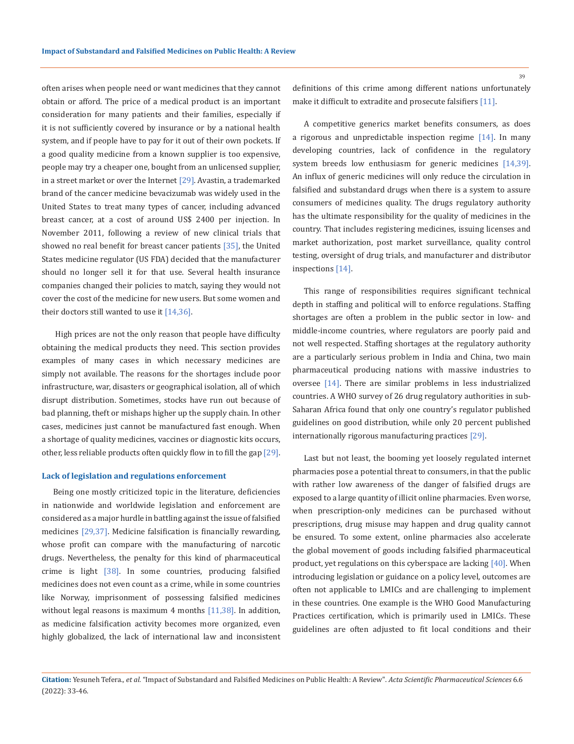often arises when people need or want medicines that they cannot obtain or afford. The price of a medical product is an important consideration for many patients and their families, especially if it is not sufficiently covered by insurance or by a national health system, and if people have to pay for it out of their own pockets. If a good quality medicine from a known supplier is too expensive, people may try a cheaper one, bought from an unlicensed supplier, in a street market or over the Internet [29]. Avastin, a trademarked brand of the cancer medicine bevacizumab was widely used in the United States to treat many types of cancer, including advanced breast cancer, at a cost of around US$ 2400 per injection. In November 2011, following a review of new clinical trials that showed no real benefit for breast cancer patients [35], the United States medicine regulator (US FDA) decided that the manufacturer should no longer sell it for that use. Several health insurance companies changed their policies to match, saying they would not cover the cost of the medicine for new users. But some women and their doctors still wanted to use it [14,36].

High prices are not the only reason that people have difficulty obtaining the medical products they need. This section provides examples of many cases in which necessary medicines are simply not available. The reasons for the shortages include poor infrastructure, war, disasters or geographical isolation, all of which disrupt distribution. Sometimes, stocks have run out because of bad planning, theft or mishaps higher up the supply chain. In other cases, medicines just cannot be manufactured fast enough. When a shortage of quality medicines, vaccines or diagnostic kits occurs, other, less reliable products often quickly flow in to fill the gap [29].

### Lack of legislation and regulations enforcement

Being one mostly criticized topic in the literature, deficiencies in nationwide and worldwide legislation and enforcement are considered as a major hurdle in battling against the issue of falsified medicines [29,37]. Medicine falsification is financially rewarding, whose profit can compare with the manufacturing of narcotic drugs. Nevertheless, the penalty for this kind of pharmaceutical crime is light [38]. In some countries, producing falsified medicines does not even count as a crime, while in some countries like Norway, imprisonment of possessing falsified medicines without legal reasons is maximum 4 months [11,38]. In addition, as medicine falsification activity becomes more organized, even highly globalized, the lack of international law and inconsistent definitions of this crime among different nations unfortunately make it difficult to extradite and prosecute falsifiers [11].

A competitive generics market benefits consumers, as does a rigorous and unpredictable inspection regime [14]. In many developing countries, lack of confidence in the regulatory system breeds low enthusiasm for generic medicines [14,39]. An influx of generic medicines will only reduce the circulation in falsified and substandard drugs when there is a system to assure consumers of medicines quality. The drugs regulatory authority has the ultimate responsibility for the quality of medicines in the country. That includes registering medicines, issuing licenses and market authorization, post market surveillance, quality control testing, oversight of drug trials, and manufacturer and distributor inspections [14].

This range of responsibilities requires significant technical depth in staffing and political will to enforce regulations. Staffing shortages are often a problem in the public sector in low- and middle-income countries, where regulators are poorly paid and not well respected. Staffing shortages at the regulatory authority are a particularly serious problem in India and China, two main pharmaceutical producing nations with massive industries to oversee [14]. There are similar problems in less industrialized countries. A WHO survey of 26 drug regulatory authorities in sub-Saharan Africa found that only one country's regulator published guidelines on good distribution, while only 20 percent published internationally rigorous manufacturing practices [29].

Last but not least, the booming yet loosely regulated internet pharmacies pose a potential threat to consumers, in that the public with rather low awareness of the danger of falsified drugs are exposed to a large quantity of illicit online pharmacies. Even worse, when prescription-only medicines can be purchased without prescriptions, drug misuse may happen and drug quality cannot be ensured. To some extent, online pharmacies also accelerate the global movement of goods including falsified pharmaceutical product, yet regulations on this cyberspace are lacking [40]. When introducing legislation or guidance on a policy level, outcomes are often not applicable to LMICs and are challenging to implement in these countries. One example is the WHO Good Manufacturing Practices certification, which is primarily used in LMICs. These guidelines are often adjusted to fit local conditions and their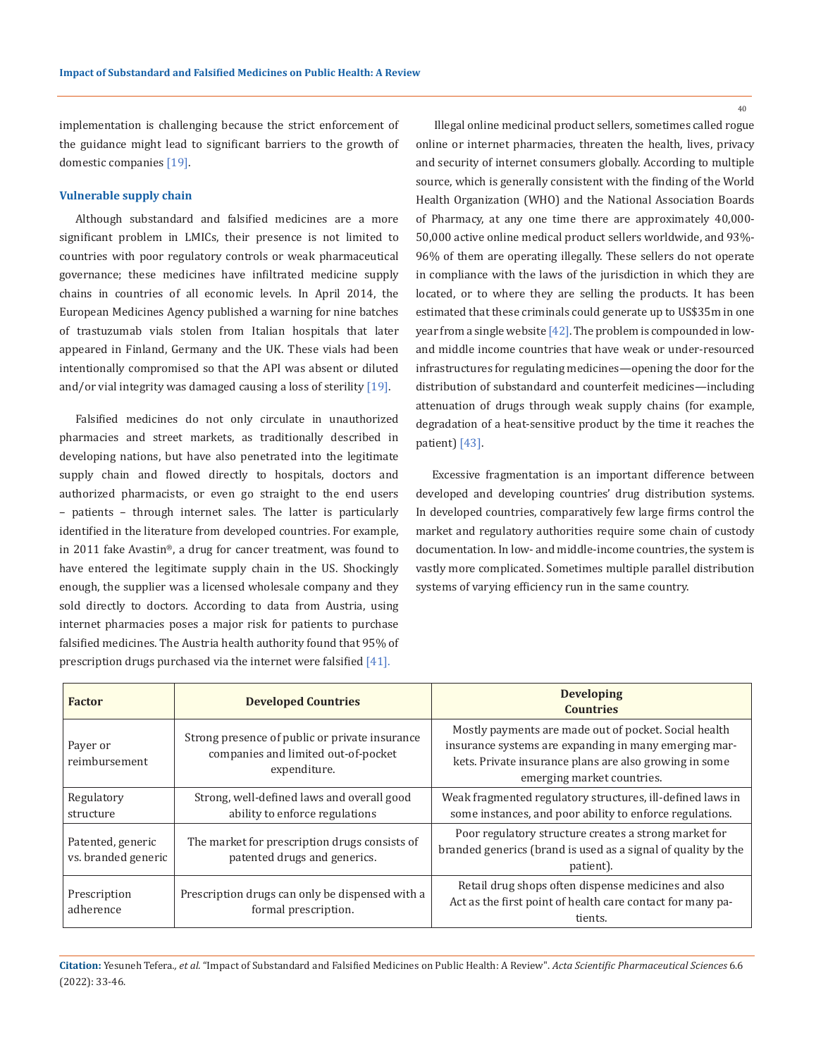implementation is challenging because the strict enforcement of the guidance might lead to significant barriers to the growth of domestic companies [19].

### Vulnerable supply chain

Although substandard and falsified medicines are a more significant problem in LMICs, their presence is not limited to countries with poor regulatory controls or weak pharmaceutical governance; these medicines have infiltrated medicine supply chains in countries of all economic levels. In April 2014, the European Medicines Agency published a warning for nine batches of trastuzumab vials stolen from Italian hospitals that later appeared in Finland, Germany and the UK. These vials had been intentionally compromised so that the API was absent or diluted and/or vial integrity was damaged causing a loss of sterility [19].

Falsified medicines do not only circulate in unauthorized pharmacies and street markets, as traditionally described in developing nations, but have also penetrated into the legitimate supply chain and flowed directly to hospitals, doctors and authorized pharmacists, or even go straight to the end users – patients – through internet sales. The latter is particularly identified in the literature from developed countries. For example, in 2011 fake Avastin®, a drug for cancer treatment, was found to have entered the legitimate supply chain in the US. Shockingly enough, the supplier was a licensed wholesale company and they sold directly to doctors. According to data from Austria, using internet pharmacies poses a major risk for patients to purchase falsified medicines. The Austria health authority found that 95% of prescription drugs purchased via the internet were falsified [41].

Illegal online medicinal product sellers, sometimes called rogue online or internet pharmacies, threaten the health, lives, privacy and security of internet consumers globally. According to multiple source, which is generally consistent with the finding of the World Health Organization (WHO) and the National Association Boards of Pharmacy, at any one time there are approximately 40,000-50,000 active online medical product sellers worldwide, and 93%-96% of them are operating illegally. These sellers do not operate in compliance with the laws of the jurisdiction in which they are located, or to where they are selling the products. It has been estimated that these criminals could generate up to US$35m in one year from a single website [42]. The problem is compounded in low- and middle income countries that have weak or under-resourced infrastructures for regulating medicines—opening the door for the distribution of substandard and counterfeit medicines—including attenuation of drugs through weak supply chains (for example, degradation of a heat-sensitive product by the time it reaches the patient) [43].

Excessive fragmentation is an important difference between developed and developing countries' drug distribution systems. In developed countries, comparatively few large firms control the market and regulatory authorities require some chain of custody documentation. In low- and middle-income countries, the system is vastly more complicated. Sometimes multiple parallel distribution systems of varying efficiency run in the same country.

| Factor | Developed Countries | Developing Countries |
|---|---|---|
| Payer or reimbursement | Strong presence of public or private insurance companies and limited out-of-pocket expenditure. | Mostly payments are made out of pocket. Social health insurance systems are expanding in many emerging markets. Private insurance plans are also growing in some emerging market countries. |
| Regulatory structure | Strong, well-defined laws and overall good ability to enforce regulations | Weak fragmented regulatory structures, ill-defined laws in some instances, and poor ability to enforce regulations. |
| Patented, generic vs. branded generic | The market for prescription drugs consists of patented drugs and generics. | Poor regulatory structure creates a strong market for branded generics (brand is used as a signal of quality by the patient). |
| Prescription adherence | Prescription drugs can only be dispensed with a formal prescription. | Retail drug shops often dispense medicines and also Act as the first point of health care contact for many patients. |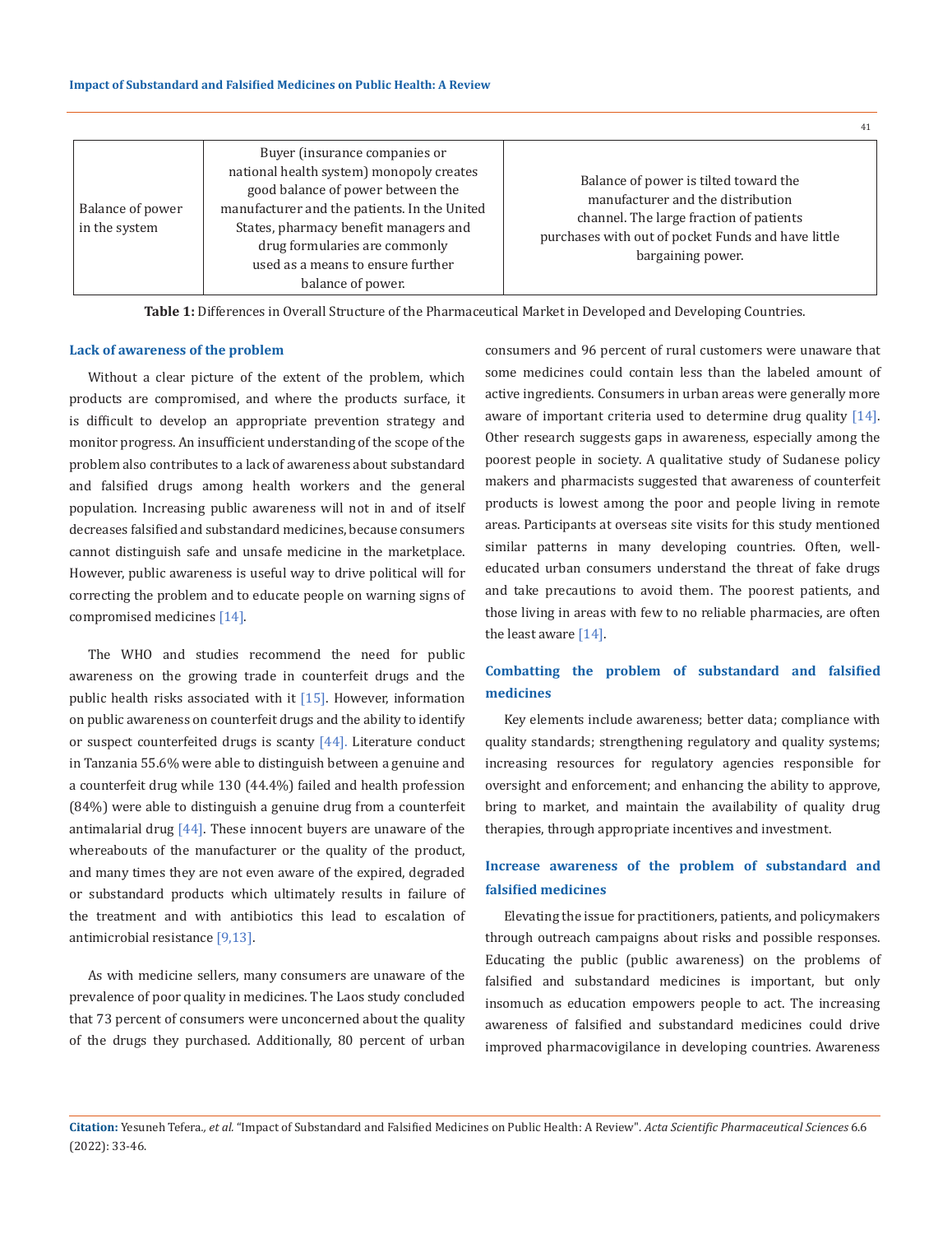| Balance of power in the system | Buyer (insurance companies or national health system) monopoly creates good balance of power between the manufacturer and the patients. In the United States, pharmacy benefit managers and drug formularies are commonly used as a means to ensure further balance of power. | Balance of power is tilted toward the manufacturer and the distribution channel. The large fraction of patients purchases with out of pocket Funds and have little bargaining power. |
|---|---|---|

**Table 1:** Differences in Overall Structure of the Pharmaceutical Market in Developed and Developing Countries.

### Lack of awareness of the problem

Without a clear picture of the extent of the problem, which products are compromised, and where the products surface, it is difficult to develop an appropriate prevention strategy and monitor progress. An insufficient understanding of the scope of the problem also contributes to a lack of awareness about substandard and falsified drugs among health workers and the general population. Increasing public awareness will not in and of itself decreases falsified and substandard medicines, because consumers cannot distinguish safe and unsafe medicine in the marketplace. However, public awareness is useful way to drive political will for correcting the problem and to educate people on warning signs of compromised medicines [14].

The WHO and studies recommend the need for public awareness on the growing trade in counterfeit drugs and the public health risks associated with it [15]. However, information on public awareness on counterfeit drugs and the ability to identify or suspect counterfeited drugs is scanty [44]. Literature conduct in Tanzania 55.6% were able to distinguish between a genuine and a counterfeit drug while 130 (44.4%) failed and health profession (84%) were able to distinguish a genuine drug from a counterfeit antimalarial drug [44]. These innocent buyers are unaware of the whereabouts of the manufacturer or the quality of the product, and many times they are not even aware of the expired, degraded or substandard products which ultimately results in failure of the treatment and with antibiotics this lead to escalation of antimicrobial resistance [9,13].

As with medicine sellers, many consumers are unaware of the prevalence of poor quality in medicines. The Laos study concluded that 73 percent of consumers were unconcerned about the quality of the drugs they purchased. Additionally, 80 percent of urban consumers and 96 percent of rural customers were unaware that some medicines could contain less than the labeled amount of active ingredients. Consumers in urban areas were generally more aware of important criteria used to determine drug quality [14]. Other research suggests gaps in awareness, especially among the poorest people in society. A qualitative study of Sudanese policy makers and pharmacists suggested that awareness of counterfeit products is lowest among the poor and people living in remote areas. Participants at overseas site visits for this study mentioned similar patterns in many developing countries. Often, well-educated urban consumers understand the threat of fake drugs and take precautions to avoid them. The poorest patients, and those living in areas with few to no reliable pharmacies, are often the least aware [14].

### Combatting the problem of substandard and falsified medicines

Key elements include awareness; better data; compliance with quality standards; strengthening regulatory and quality systems; increasing resources for regulatory agencies responsible for oversight and enforcement; and enhancing the ability to approve, bring to market, and maintain the availability of quality drug therapies, through appropriate incentives and investment.

### Increase awareness of the problem of substandard and falsified medicines

Elevating the issue for practitioners, patients, and policymakers through outreach campaigns about risks and possible responses. Educating the public (public awareness) on the problems of falsified and substandard medicines is important, but only insomuch as education empowers people to act. The increasing awareness of falsified and substandard medicines could drive improved pharmacovigilance in developing countries. Awareness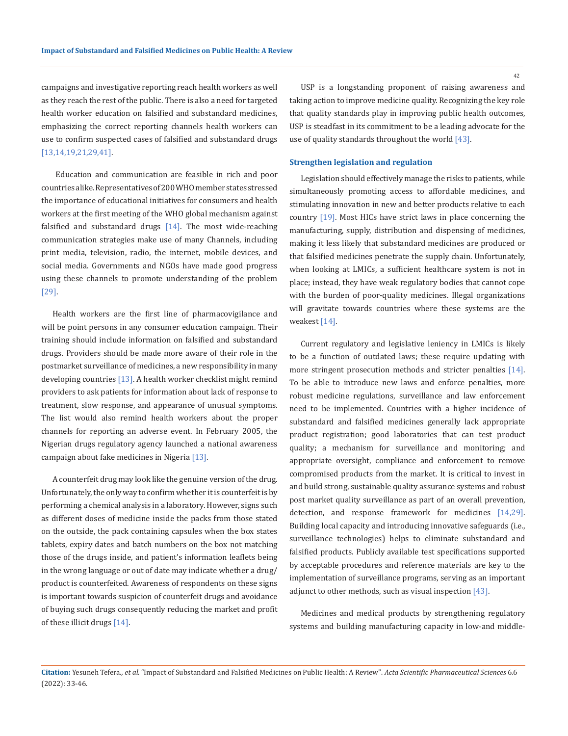campaigns and investigative reporting reach health workers as well as they reach the rest of the public. There is also a need for targeted health worker education on falsified and substandard medicines, emphasizing the correct reporting channels health workers can use to confirm suspected cases of falsified and substandard drugs [13,14,19,21,29,41].

Education and communication are feasible in rich and poor countries alike. Representatives of 200 WHO member states stressed the importance of educational initiatives for consumers and health workers at the first meeting of the WHO global mechanism against falsified and substandard drugs [14]. The most wide-reaching communication strategies make use of many Channels, including print media, television, radio, the internet, mobile devices, and social media. Governments and NGOs have made good progress using these channels to promote understanding of the problem [29].

Health workers are the first line of pharmacovigilance and will be point persons in any consumer education campaign. Their training should include information on falsified and substandard drugs. Providers should be made more aware of their role in the postmarket surveillance of medicines, a new responsibility in many developing countries [13]. A health worker checklist might remind providers to ask patients for information about lack of response to treatment, slow response, and appearance of unusual symptoms. The list would also remind health workers about the proper channels for reporting an adverse event. In February 2005, the Nigerian drugs regulatory agency launched a national awareness campaign about fake medicines in Nigeria [13].

A counterfeit drug may look like the genuine version of the drug. Unfortunately, the only way to confirm whether it is counterfeit is by performing a chemical analysis in a laboratory. However, signs such as different doses of medicine inside the packs from those stated on the outside, the pack containing capsules when the box states tablets, expiry dates and batch numbers on the box not matching those of the drugs inside, and patient's information leaflets being in the wrong language or out of date may indicate whether a drug/product is counterfeited. Awareness of respondents on these signs is important towards suspicion of counterfeit drugs and avoidance of buying such drugs consequently reducing the market and profit of these illicit drugs [14].

USP is a longstanding proponent of raising awareness and taking action to improve medicine quality. Recognizing the key role that quality standards play in improving public health outcomes, USP is steadfast in its commitment to be a leading advocate for the use of quality standards throughout the world [43].

### Strengthen legislation and regulation

Legislation should effectively manage the risks to patients, while simultaneously promoting access to affordable medicines, and stimulating innovation in new and better products relative to each country [19]. Most HICs have strict laws in place concerning the manufacturing, supply, distribution and dispensing of medicines, making it less likely that substandard medicines are produced or that falsified medicines penetrate the supply chain. Unfortunately, when looking at LMICs, a sufficient healthcare system is not in place; instead, they have weak regulatory bodies that cannot cope with the burden of poor-quality medicines. Illegal organizations will gravitate towards countries where these systems are the weakest [14].

Current regulatory and legislative leniency in LMICs is likely to be a function of outdated laws; these require updating with more stringent prosecution methods and stricter penalties [14]. To be able to introduce new laws and enforce penalties, more robust medicine regulations, surveillance and law enforcement need to be implemented. Countries with a higher incidence of substandard and falsified medicines generally lack appropriate product registration; good laboratories that can test product quality; a mechanism for surveillance and monitoring; and appropriate oversight, compliance and enforcement to remove compromised products from the market. It is critical to invest in and build strong, sustainable quality assurance systems and robust post market quality surveillance as part of an overall prevention, detection, and response framework for medicines [14,29]. Building local capacity and introducing innovative safeguards (i.e., surveillance technologies) helps to eliminate substandard and falsified products. Publicly available test specifications supported by acceptable procedures and reference materials are key to the implementation of surveillance programs, serving as an important adjunct to other methods, such as visual inspection [43].

Medicines and medical products by strengthening regulatory systems and building manufacturing capacity in low-and middle-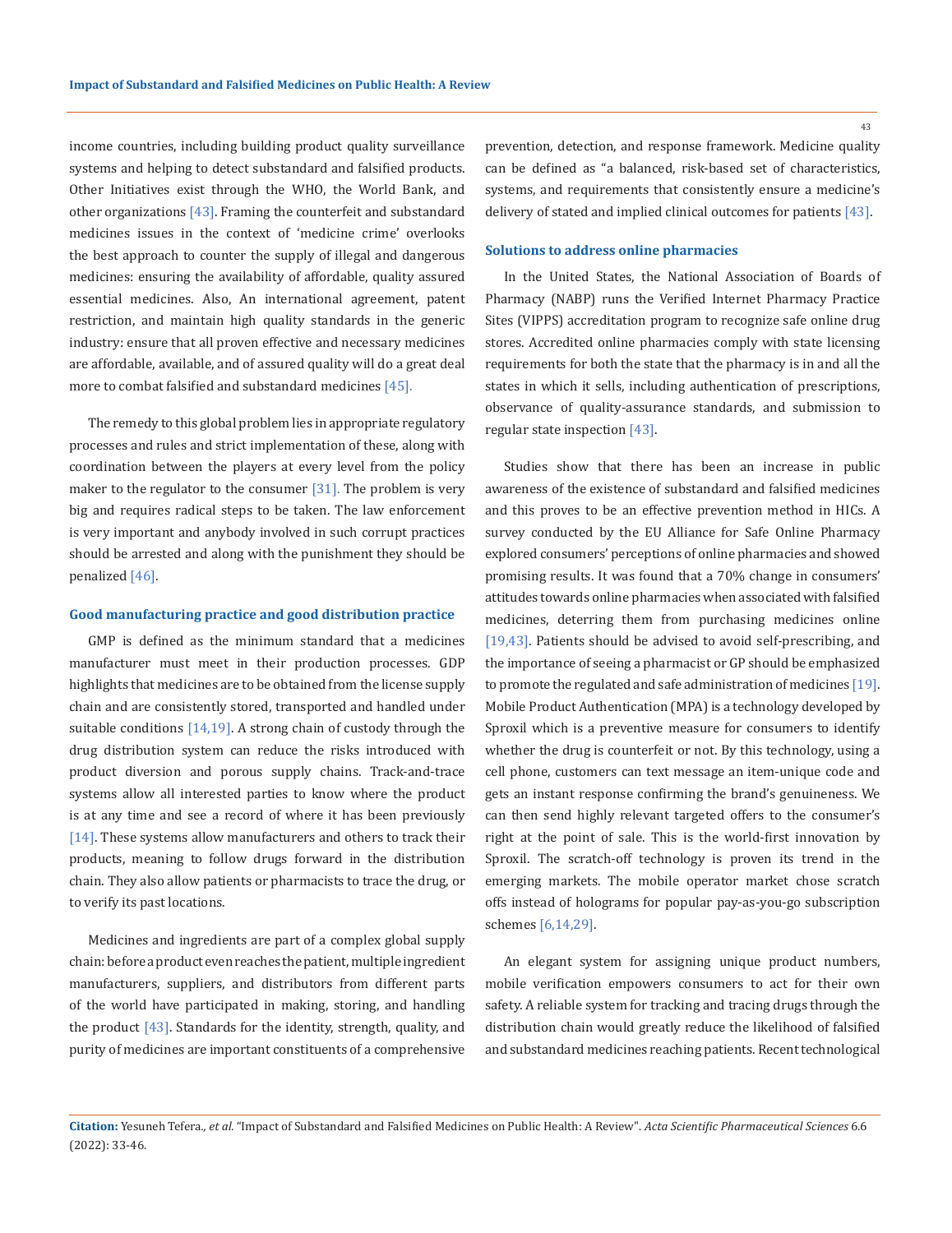income countries, including building product quality surveillance systems and helping to detect substandard and falsified products. Other Initiatives exist through the WHO, the World Bank, and other organizations [43]. Framing the counterfeit and substandard medicines issues in the context of 'medicine crime' overlooks the best approach to counter the supply of illegal and dangerous medicines: ensuring the availability of affordable, quality assured essential medicines. Also, An international agreement, patent restriction, and maintain high quality standards in the generic industry: ensure that all proven effective and necessary medicines are affordable, available, and of assured quality will do a great deal more to combat falsified and substandard medicines [45].

The remedy to this global problem lies in appropriate regulatory processes and rules and strict implementation of these, along with coordination between the players at every level from the policy maker to the regulator to the consumer [31]. The problem is very big and requires radical steps to be taken. The law enforcement is very important and anybody involved in such corrupt practices should be arrested and along with the punishment they should be penalized [46].

### Good manufacturing practice and good distribution practice

GMP is defined as the minimum standard that a medicines manufacturer must meet in their production processes. GDP highlights that medicines are to be obtained from the license supply chain and are consistently stored, transported and handled under suitable conditions [14,19]. A strong chain of custody through the drug distribution system can reduce the risks introduced with product diversion and porous supply chains. Track-and-trace systems allow all interested parties to know where the product is at any time and see a record of where it has been previously [14]. These systems allow manufacturers and others to track their products, meaning to follow drugs forward in the distribution chain. They also allow patients or pharmacists to trace the drug, or to verify its past locations.

Medicines and ingredients are part of a complex global supply chain: before a product even reaches the patient, multiple ingredient manufacturers, suppliers, and distributors from different parts of the world have participated in making, storing, and handling the product [43]. Standards for the identity, strength, quality, and purity of medicines are important constituents of a comprehensive prevention, detection, and response framework. Medicine quality can be defined as "a balanced, risk-based set of characteristics, systems, and requirements that consistently ensure a medicine's delivery of stated and implied clinical outcomes for patients [43].

### Solutions to address online pharmacies

In the United States, the National Association of Boards of Pharmacy (NABP) runs the Verified Internet Pharmacy Practice Sites (VIPPS) accreditation program to recognize safe online drug stores. Accredited online pharmacies comply with state licensing requirements for both the state that the pharmacy is in and all the states in which it sells, including authentication of prescriptions, observance of quality-assurance standards, and submission to regular state inspection [43].

Studies show that there has been an increase in public awareness of the existence of substandard and falsified medicines and this proves to be an effective prevention method in HICs. A survey conducted by the EU Alliance for Safe Online Pharmacy explored consumers' perceptions of online pharmacies and showed promising results. It was found that a 70% change in consumers' attitudes towards online pharmacies when associated with falsified medicines, deterring them from purchasing medicines online [19,43]. Patients should be advised to avoid self-prescribing, and the importance of seeing a pharmacist or GP should be emphasized to promote the regulated and safe administration of medicines [19]. Mobile Product Authentication (MPA) is a technology developed by Sproxil which is a preventive measure for consumers to identify whether the drug is counterfeit or not. By this technology, using a cell phone, customers can text message an item-unique code and gets an instant response confirming the brand's genuineness. We can then send highly relevant targeted offers to the consumer's right at the point of sale. This is the world-first innovation by Sproxil. The scratch-off technology is proven its trend in the emerging markets. The mobile operator market chose scratch offs instead of holograms for popular pay-as-you-go subscription schemes [6,14,29].

An elegant system for assigning unique product numbers, mobile verification empowers consumers to act for their own safety. A reliable system for tracking and tracing drugs through the distribution chain would greatly reduce the likelihood of falsified and substandard medicines reaching patients. Recent technological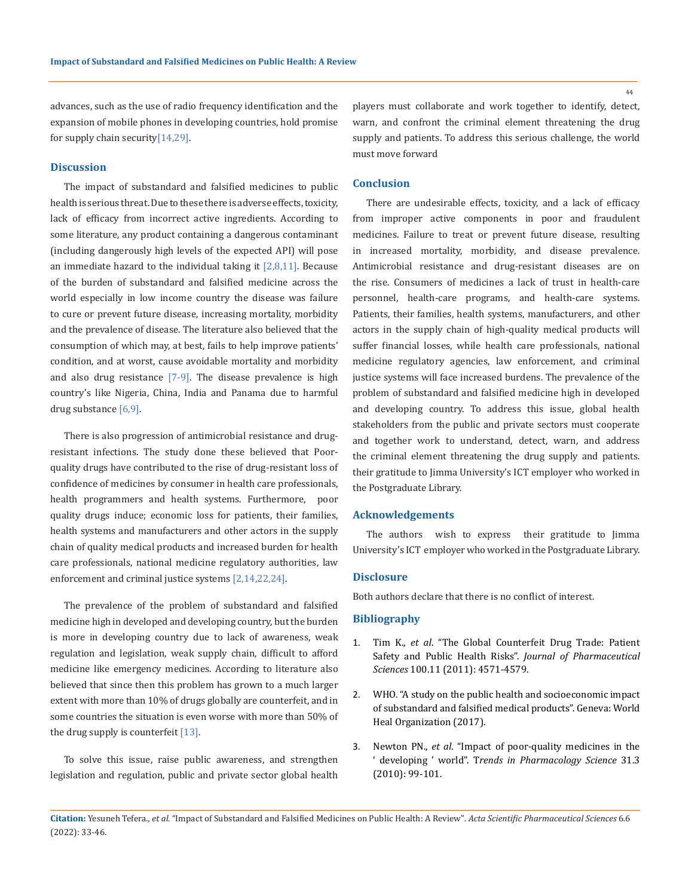advances, such as the use of radio frequency identification and the expansion of mobile phones in developing countries, hold promise for supply chain security[14,29].

## Discussion

The impact of substandard and falsified medicines to public health is serious threat. Due to these there is adverse effects, toxicity, lack of efficacy from incorrect active ingredients. According to some literature, any product containing a dangerous contaminant (including dangerously high levels of the expected API) will pose an immediate hazard to the individual taking it [2,8,11]. Because of the burden of substandard and falsified medicine across the world especially in low income country the disease was failure to cure or prevent future disease, increasing mortality, morbidity and the prevalence of disease. The literature also believed that the consumption of which may, at best, fails to help improve patients' condition, and at worst, cause avoidable mortality and morbidity and also drug resistance [7-9]. The disease prevalence is high country's like Nigeria, China, India and Panama due to harmful drug substance [6,9].

There is also progression of antimicrobial resistance and drug-resistant infections. The study done these believed that Poor-quality drugs have contributed to the rise of drug-resistant loss of confidence of medicines by consumer in health care professionals, health programmers and health systems. Furthermore, poor quality drugs induce; economic loss for patients, their families, health systems and manufacturers and other actors in the supply chain of quality medical products and increased burden for health care professionals, national medicine regulatory authorities, law enforcement and criminal justice systems [2,14,22,24].

The prevalence of the problem of substandard and falsified medicine high in developed and developing country, but the burden is more in developing country due to lack of awareness, weak regulation and legislation, weak supply chain, difficult to afford medicine like emergency medicines. According to literature also believed that since then this problem has grown to a much larger extent with more than 10% of drugs globally are counterfeit, and in some countries the situation is even worse with more than 50% of the drug supply is counterfeit [13].

To solve this issue, raise public awareness, and strengthen legislation and regulation, public and private sector global health players must collaborate and work together to identify, detect, warn, and confront the criminal element threatening the drug supply and patients. To address this serious challenge, the world must move forward

## Conclusion

There are undesirable effects, toxicity, and a lack of efficacy from improper active components in poor and fraudulent medicines. Failure to treat or prevent future disease, resulting in increased mortality, morbidity, and disease prevalence. Antimicrobial resistance and drug-resistant diseases are on the rise. Consumers of medicines a lack of trust in health-care personnel, health-care programs, and health-care systems. Patients, their families, health systems, manufacturers, and other actors in the supply chain of high-quality medical products will suffer financial losses, while health care professionals, national medicine regulatory agencies, law enforcement, and criminal justice systems will face increased burdens. The prevalence of the problem of substandard and falsified medicine high in developed and developing country. To address this issue, global health stakeholders from the public and private sectors must cooperate and together work to understand, detect, warn, and address the criminal element threatening the drug supply and patients. their gratitude to Jimma University's ICT employer who worked in the Postgraduate Library.

## Acknowledgements

The authors wish to express their gratitude to Jimma University's ICT employer who worked in the Postgraduate Library.

## Disclosure

Both authors declare that there is no conflict of interest.

## Bibliography

1. Tim K., *et al*. "The Global Counterfeit Drug Trade: Patient Safety and Public Health Risks". *Journal of Pharmaceutical Sciences* 100.11 (2011): 4571-4579.
2. WHO. "A study on the public health and socioeconomic impact of substandard and falsified medical products". Geneva: World Heal Organization (2017).
3. Newton PN., *et al*. "Impact of poor-quality medicines in the ' developing ' world". T*rends in Pharmacology Science* 31.3 (2010): 99-101.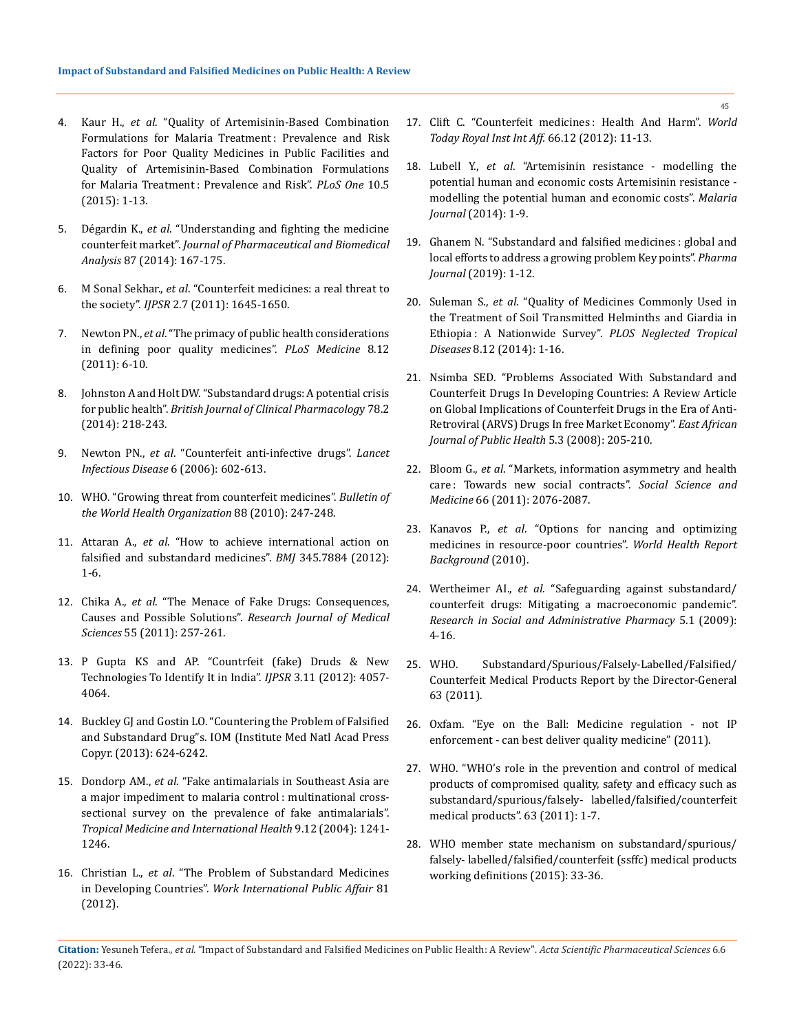4. Kaur H., *et al*. "Quality of Artemisinin-Based Combination Formulations for Malaria Treatment : Prevalence and Risk Factors for Poor Quality Medicines in Public Facilities and Quality of Artemisinin-Based Combination Formulations for Malaria Treatment : Prevalence and Risk". *PLoS One* 10.5 (2015): 1-13.

5. Dégardin K., *et al*. "Understanding and fighting the medicine counterfeit market". *Journal of Pharmaceutical and Biomedical Analysis* 87 (2014): 167-175.

6. M Sonal Sekhar., *et al*. "Counterfeit medicines: a real threat to the society". *IJPSR* 2.7 (2011): 1645-1650.

7. Newton PN., *et al*. "The primacy of public health considerations in defining poor quality medicines". *PLoS Medicine* 8.12 (2011): 6-10.

8. Johnston A and Holt DW. "Substandard drugs: A potential crisis for public health". *British Journal of Clinical Pharmacology* 78.2 (2014): 218-243.

9. Newton PN., *et al*. "Counterfeit anti-infective drugs". *Lancet Infectious Disease* 6 (2006): 602-613.

10. WHO. "Growing threat from counterfeit medicines". *Bulletin of the World Health Organization* 88 (2010): 247-248.

11. Attaran A., *et al*. "How to achieve international action on falsified and substandard medicines". *BMJ* 345.7884 (2012): 1-6.

12. Chika A., *et al*. "The Menace of Fake Drugs: Consequences, Causes and Possible Solutions". *Research Journal of Medical Sciences* 55 (2011): 257-261.

13. P Gupta KS and AP. "Countrfeit (fake) Druds & New Technologies To Identify It in India". *IJPSR* 3.11 (2012): 4057-4064.

14. Buckley GJ and Gostin LO. "Countering the Problem of Falsified and Substandard Drug"s. IOM (Institute Med Natl Acad Press Copyr. (2013): 624-6242.

15. Dondorp AM., *et al*. "Fake antimalarials in Southeast Asia are a major impediment to malaria control : multinational cross-sectional survey on the prevalence of fake antimalarials". *Tropical Medicine and International Health* 9.12 (2004): 1241-1246.

16. Christian L., *et al*. "The Problem of Substandard Medicines in Developing Countries". *Work International Public Affair* 81 (2012).

17. Clift C. "Counterfeit medicines : Health And Harm". *World Today Royal Inst Int Aff.* 66.12 (2012): 11-13.

18. Lubell Y., *et al*. "Artemisinin resistance - modelling the potential human and economic costs Artemisinin resistance - modelling the potential human and economic costs". *Malaria Journal* (2014): 1-9.

19. Ghanem N. "Substandard and falsified medicines : global and local efforts to address a growing problem Key points". *Pharma Journal* (2019): 1-12.

20. Suleman S., *et al*. "Quality of Medicines Commonly Used in the Treatment of Soil Transmitted Helminths and Giardia in Ethiopia : A Nationwide Survey". *PLOS Neglected Tropical Diseases* 8.12 (2014): 1-16.

21. Nsimba SED. "Problems Associated With Substandard and Counterfeit Drugs In Developing Countries: A Review Article on Global Implications of Counterfeit Drugs in the Era of Anti-Retroviral (ARVS) Drugs In free Market Economy". *East African Journal of Public Health* 5.3 (2008): 205-210.

22. Bloom G., *et al*. "Markets, information asymmetry and health care : Towards new social contracts". *Social Science and Medicine* 66 (2011): 2076-2087.

23. Kanavos P., *et al*. "Options for nancing and optimizing medicines in resource-poor countries". *World Health Report Background* (2010).

24. Wertheimer AI., *et al*. "Safeguarding against substandard/counterfeit drugs: Mitigating a macroeconomic pandemic". *Research in Social and Administrative Pharmacy* 5.1 (2009): 4-16.

25. WHO. Substandard/Spurious/Falsely-Labelled/Falsified/Counterfeit Medical Products Report by the Director-General 63 (2011).

26. Oxfam. "Eye on the Ball: Medicine regulation - not IP enforcement - can best deliver quality medicine" (2011).

27. WHO. "WHO's role in the prevention and control of medical products of compromised quality, safety and efficacy such as substandard/spurious/falsely- labelled/falsified/counterfeit medical products". 63 (2011): 1-7.

28. WHO member state mechanism on substandard/spurious/falsely- labelled/falsified/counterfeit (ssffc) medical products working definitions (2015): 33-36.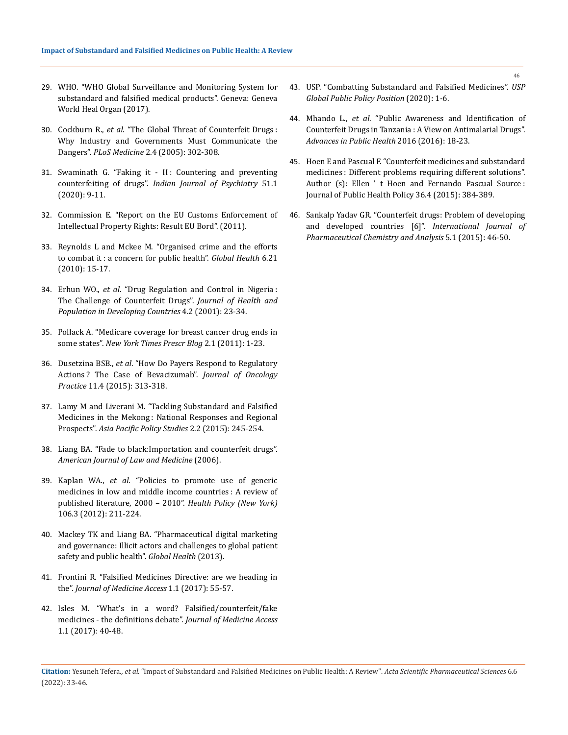29. WHO. "WHO Global Surveillance and Monitoring System for substandard and falsified medical products". Geneva: Geneva World Heal Organ (2017).

30. Cockburn R., *et al.* "The Global Threat of Counterfeit Drugs : Why Industry and Governments Must Communicate the Dangers". *PLoS Medicine* 2.4 (2005): 302-308.

31. Swaminath G. "Faking it - II : Countering and preventing counterfeiting of drugs". *Indian Journal of Psychiatry* 51.1 (2020): 9-11.

32. Commission E. "Report on the EU Customs Enforcement of Intellectual Property Rights: Result EU Bord". (2011).

33. Reynolds L and Mckee M. "Organised crime and the efforts to combat it : a concern for public health". *Global Health* 6.21 (2010): 15-17.

34. Erhun WO., *et al*. "Drug Regulation and Control in Nigeria : The Challenge of Counterfeit Drugs". *Journal of Health and Population in Developing Countries* 4.2 (2001): 23-34.

35. Pollack A. "Medicare coverage for breast cancer drug ends in some states". *New York Times Prescr Blog* 2.1 (2011): 1-23.

36. Dusetzina BSB., *et al*. "How Do Payers Respond to Regulatory Actions ? The Case of Bevacizumab". *Journal of Oncology Practice* 11.4 (2015): 313-318.

37. Lamy M and Liverani M. "Tackling Substandard and Falsified Medicines in the Mekong : National Responses and Regional Prospects". *Asia Pacific Policy Studies* 2.2 (2015): 245-254.

38. Liang BA. "Fade to black:Importation and counterfeit drugs". *American Journal of Law and Medicine* (2006).

39. Kaplan WA., *et al.* "Policies to promote use of generic medicines in low and middle income countries : A review of published literature, 2000 – 2010". *Health Policy (New York)* 106.3 (2012): 211-224.

40. Mackey TK and Liang BA. "Pharmaceutical digital marketing and governance: Illicit actors and challenges to global patient safety and public health". *Global Health* (2013).

41. Frontini R. "Falsified Medicines Directive: are we heading in the". *Journal of Medicine Access* 1.1 (2017): 55-57.

42. Isles M. "What's in a word? Falsified/counterfeit/fake medicines - the definitions debate". *Journal of Medicine Access* 1.1 (2017): 40-48.

43. USP. "Combatting Substandard and Falsified Medicines". *USP Global Public Policy Position* (2020): 1-6.

44. Mhando L., *et al*. "Public Awareness and Identification of Counterfeit Drugs in Tanzania : A View on Antimalarial Drugs". *Advances in Public Health* 2016 (2016): 18-23.

45. Hoen E and Pascual F. "Counterfeit medicines and substandard medicines : Different problems requiring different solutions". Author (s): Ellen ' t Hoen and Fernando Pascual Source : Journal of Public Health Policy 36.4 (2015): 384-389.

46. Sankalp Yadav GR. "Counterfeit drugs: Problem of developing and developed countries [6]". *International Journal of Pharmaceutical Chemistry and Analysis* 5.1 (2015): 46-50.